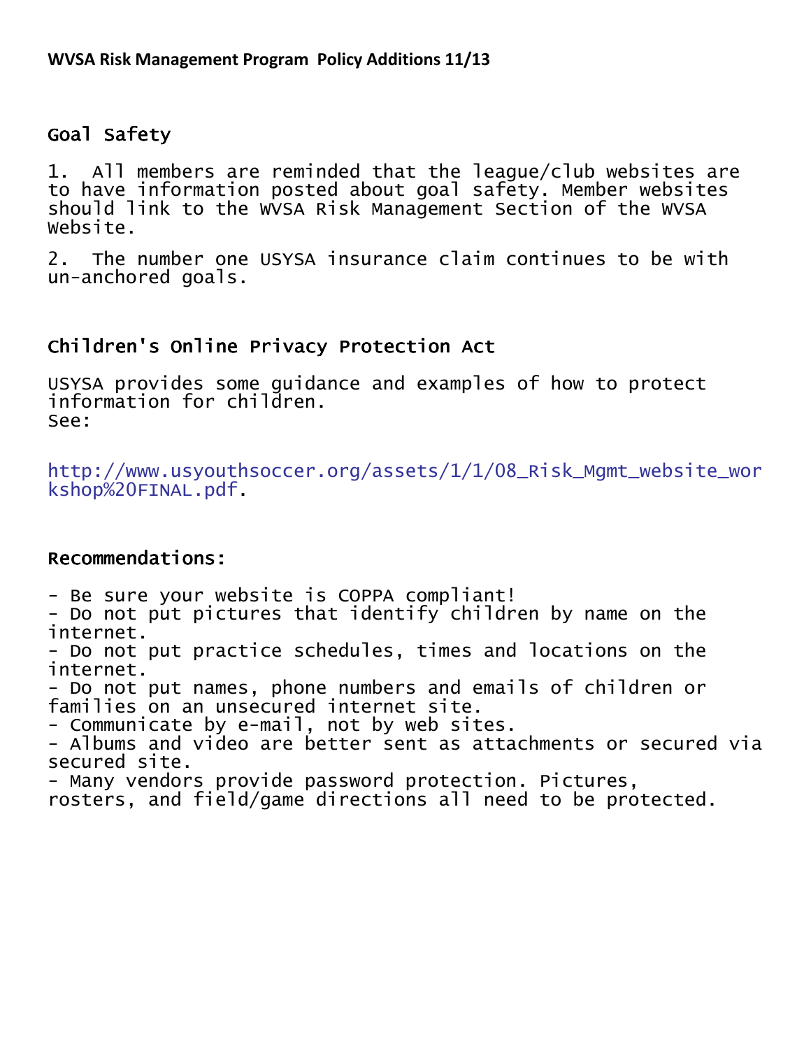**WVSA Risk Management Program Policy Additions 11/13**

## Goal Safety

1. All members are reminded that the league/club websites are to have information posted about goal safety. Member websites should link to the WVSA Risk Management Section of the WVSA Website.

2. The number one USYSA insurance claim continues to be with un-anchored goals.

## Children's Online Privacy Protection Act

USYSA provides some guidance and examples of how to protect information for children.
See:

http://www.usyouthsoccer.org/assets/1/1/08_Risk_Mgmt_website_workshop%20FINAL.pdf.

## Recommendations:

- Be sure your website is COPPA compliant!
- Do not put pictures that identify children by name on the internet.
- Do not put practice schedules, times and locations on the internet.
- Do not put names, phone numbers and emails of children or families on an unsecured internet site.
- Communicate by e-mail, not by web sites.
- Albums and video are better sent as attachments or secured via secured site.
- Many vendors provide password protection. Pictures, rosters, and field/game directions all need to be protected.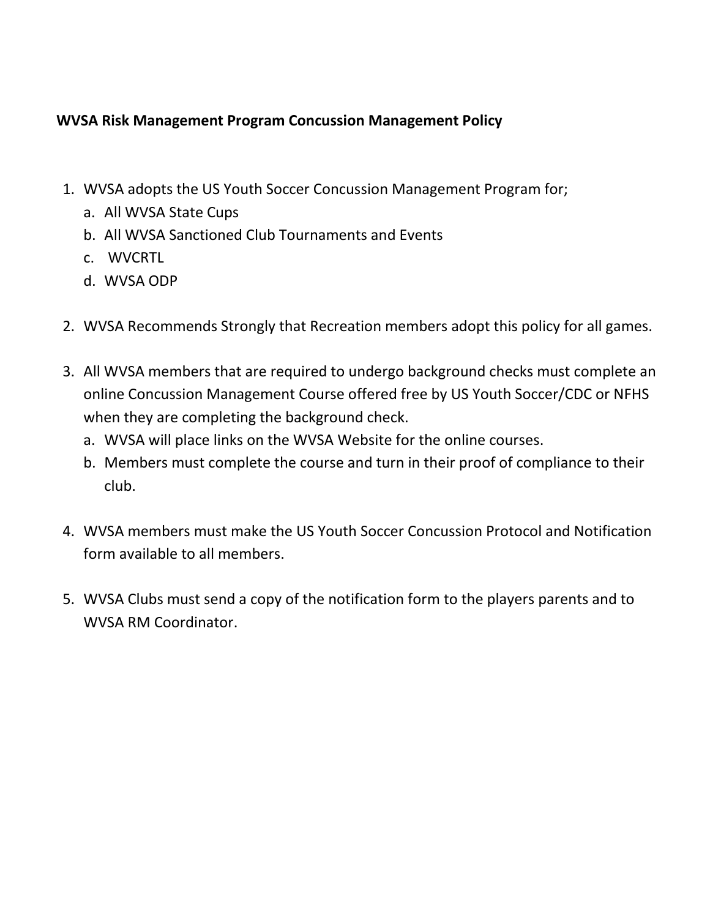**WVSA Risk Management Program Concussion Management Policy**

1. WVSA adopts the US Youth Soccer Concussion Management Program for;
   a. All WVSA State Cups
   b. All WVSA Sanctioned Club Tournaments and Events
   c. WVCRTL
   d. WVSA ODP

2. WVSA Recommends Strongly that Recreation members adopt this policy for all games.

3. All WVSA members that are required to undergo background checks must complete an online Concussion Management Course offered free by US Youth Soccer/CDC or NFHS when they are completing the background check.
   a. WVSA will place links on the WVSA Website for the online courses.
   b. Members must complete the course and turn in their proof of compliance to their club.

4. WVSA members must make the US Youth Soccer Concussion Protocol and Notification form available to all members.

5. WVSA Clubs must send a copy of the notification form to the players parents and to WVSA RM Coordinator.